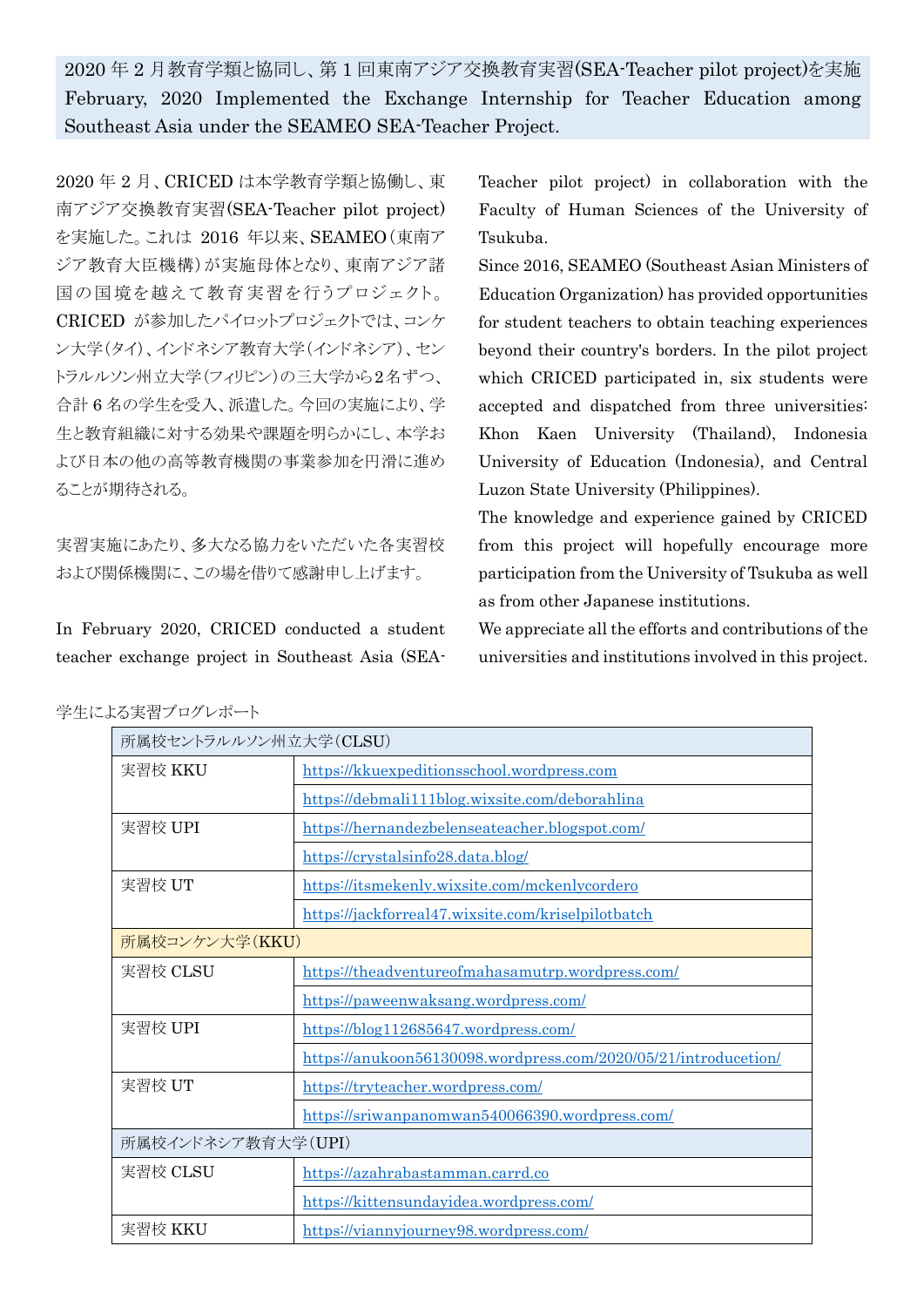## 2020 年 2 月教育学類と協同し、第 1 回東南アジア交換教育実習(SEA-Teacher pilot project)を実施
## February, 2020 Implemented the Exchange Internship for Teacher Education among Southeast Asia under the SEAMEO SEA-Teacher Project.

2020 年 2 月、CRICED は本学教育学類と協働し、東南アジア交換教育実習(SEA-Teacher pilot project)を実施した。これは 2016 年以来、SEAMEO(東南アジア教育大臣機構)が実施母体となり、東南アジア諸国の国境を越えて教育実習を行うプロジェクト。CRICED が参加したパイロットプロジェクトでは、コンケン大学(タイ)、インドネシア教育大学(インドネシア)、セントラルルソン州立大学(フィリピン)の三大学から2名ずつ、合計 6 名の学生を受入、派遣した。今回の実施により、学生と教育組織に対する効果や課題を明らかにし、本学および日本の他の高等教育機関の事業参加を円滑に進めることが期待される。

実習実施にあたり、多大なる協力をいただいた各実習校および関係機関に、この場を借りて感謝申し上げます。

In February 2020, CRICED conducted a student teacher exchange project in Southeast Asia (SEA-Teacher pilot project) in collaboration with the Faculty of Human Sciences of the University of Tsukuba.

Since 2016, SEAMEO (Southeast Asian Ministers of Education Organization) has provided opportunities for student teachers to obtain teaching experiences beyond their country's borders. In the pilot project which CRICED participated in, six students were accepted and dispatched from three universities: Khon Kaen University (Thailand), Indonesia University of Education (Indonesia), and Central Luzon State University (Philippines).

The knowledge and experience gained by CRICED from this project will hopefully encourage more participation from the University of Tsukuba as well as from other Japanese institutions.

We appreciate all the efforts and contributions of the universities and institutions involved in this project.

学生による実習ブログレポート

| 所属校セントラルルソン州立大学(CLSU) | |
|---|---|
| 実習校 KKU | https://kkuexpeditionsschool.wordpress.com |
| | https://debmali111blog.wixsite.com/deborahlina |
| 実習校 UPI | https://hernandezbelenseateacher.blogspot.com/ |
| | https://crystalsinfo28.data.blog/ |
| 実習校 UT | https://itsmekenly.wixsite.com/mckenlycordero |
| | https://jackforreal47.wixsite.com/kriselpilotbatch |
| **所属校コンケン大学(KKU)** | |
| 実習校 CLSU | https://theadventureofmahasamutrp.wordpress.com/ |
| | https://paweenwaksang.wordpress.com/ |
| 実習校 UPI | https://blog112685647.wordpress.com/ |
| | https://anukoon56130098.wordpress.com/2020/05/21/introducetion/ |
| 実習校 UT | https://tryteacher.wordpress.com/ |
| | https://sriwanpanomwan540066390.wordpress.com/ |
| **所属校インドネシア教育大学(UPI)** | |
| 実習校 CLSU | https://azahrabastamman.carrd.co |
| | https://kittensundayidea.wordpress.com/ |
| 実習校 KKU | https://viannyjourney98.wordpress.com/ |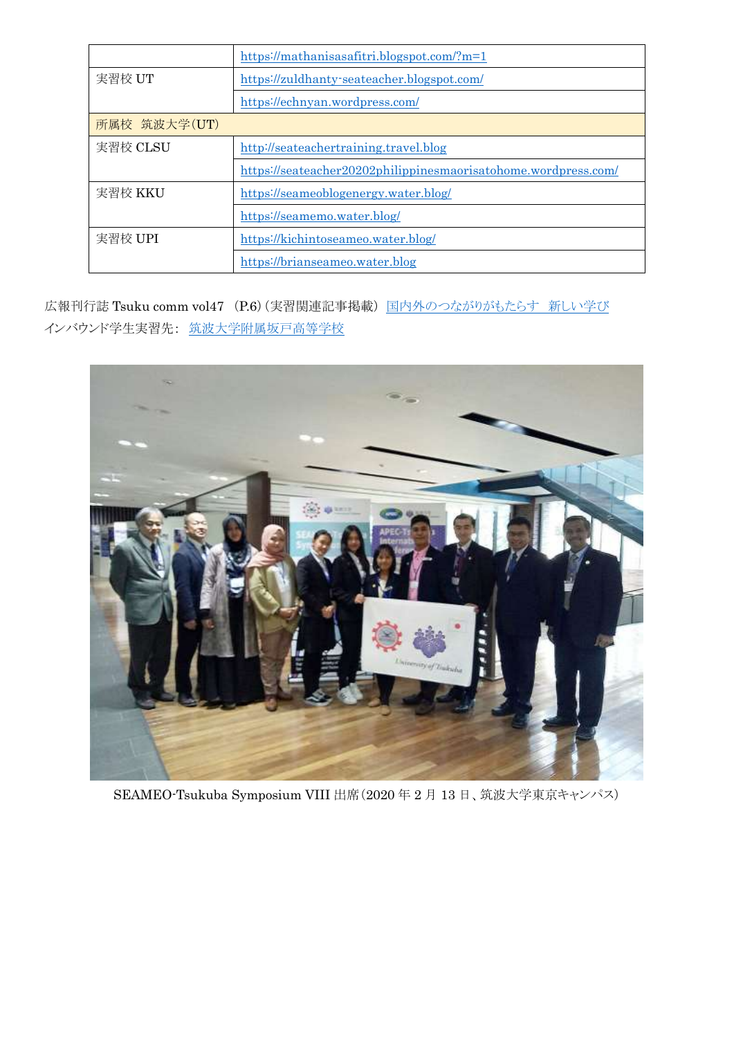| | |
|---|---|
| | https://mathanisasafitri.blogspot.com/?m=1 |
| 実習校 UT | https://zuldhanty-seateacher.blogspot.com/ |
| | https://echnyan.wordpress.com/ |
| 所属校　筑波大学(UT) | |
| 実習校 CLSU | http://seateachertraining.travel.blog |
| | https://seateacher20202philippinesmaorisatohome.wordpress.com/ |
| 実習校 KKU | https://seameoblogenergy.water.blog/ |
| | https://seamemo.water.blog/ |
| 実習校 UPI | https://kichintoseameo.water.blog/ |
| | https://brianseameo.water.blog |

広報刊行誌 Tsuku comm vol47 (P.6)(実習関連記事掲載) 国内外のつながりがもたらす　新しい学び
インバウンド学生実習先： 筑波大学附属坂戸高等学校

SEAMEO-Tsukuba Symposium VIII 出席(2020 年 2 月 13 日、筑波大学東京キャンパス)